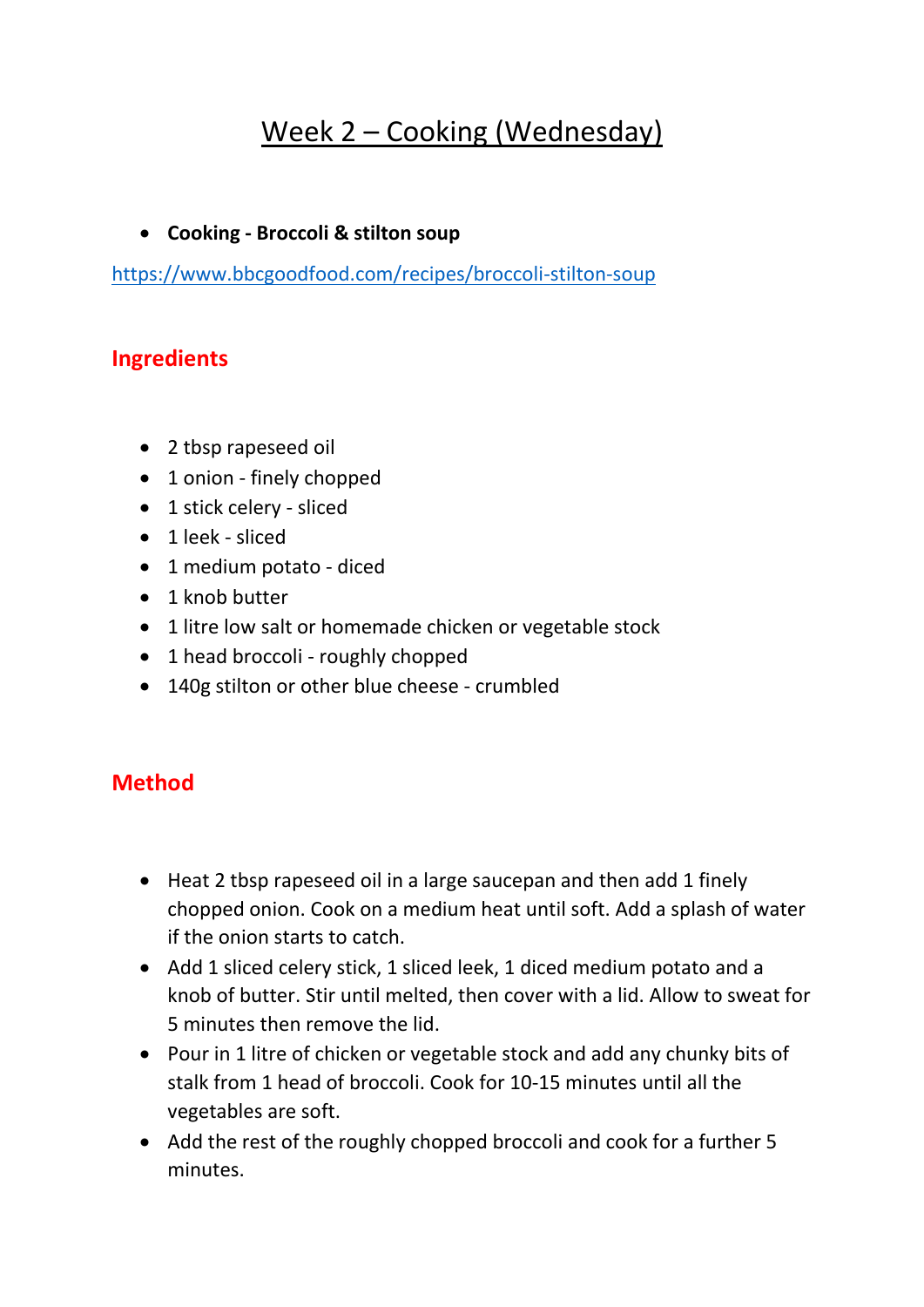# Week 2 – Cooking (Wednesday)

- **Cooking - Broccoli & stilton soup**

https://www.bbcgoodfood.com/recipes/broccoli-stilton-soup

## Ingredients

- 2 tbsp rapeseed oil
- 1 onion - finely chopped
- 1 stick celery - sliced
- 1 leek - sliced
- 1 medium potato - diced
- 1 knob butter
- 1 litre low salt or homemade chicken or vegetable stock
- 1 head broccoli - roughly chopped
- 140g stilton or other blue cheese - crumbled

## Method

- Heat 2 tbsp rapeseed oil in a large saucepan and then add 1 finely chopped onion. Cook on a medium heat until soft. Add a splash of water if the onion starts to catch.
- Add 1 sliced celery stick, 1 sliced leek, 1 diced medium potato and a knob of butter. Stir until melted, then cover with a lid. Allow to sweat for 5 minutes then remove the lid.
- Pour in 1 litre of chicken or vegetable stock and add any chunky bits of stalk from 1 head of broccoli. Cook for 10-15 minutes until all the vegetables are soft.
- Add the rest of the roughly chopped broccoli and cook for a further 5 minutes.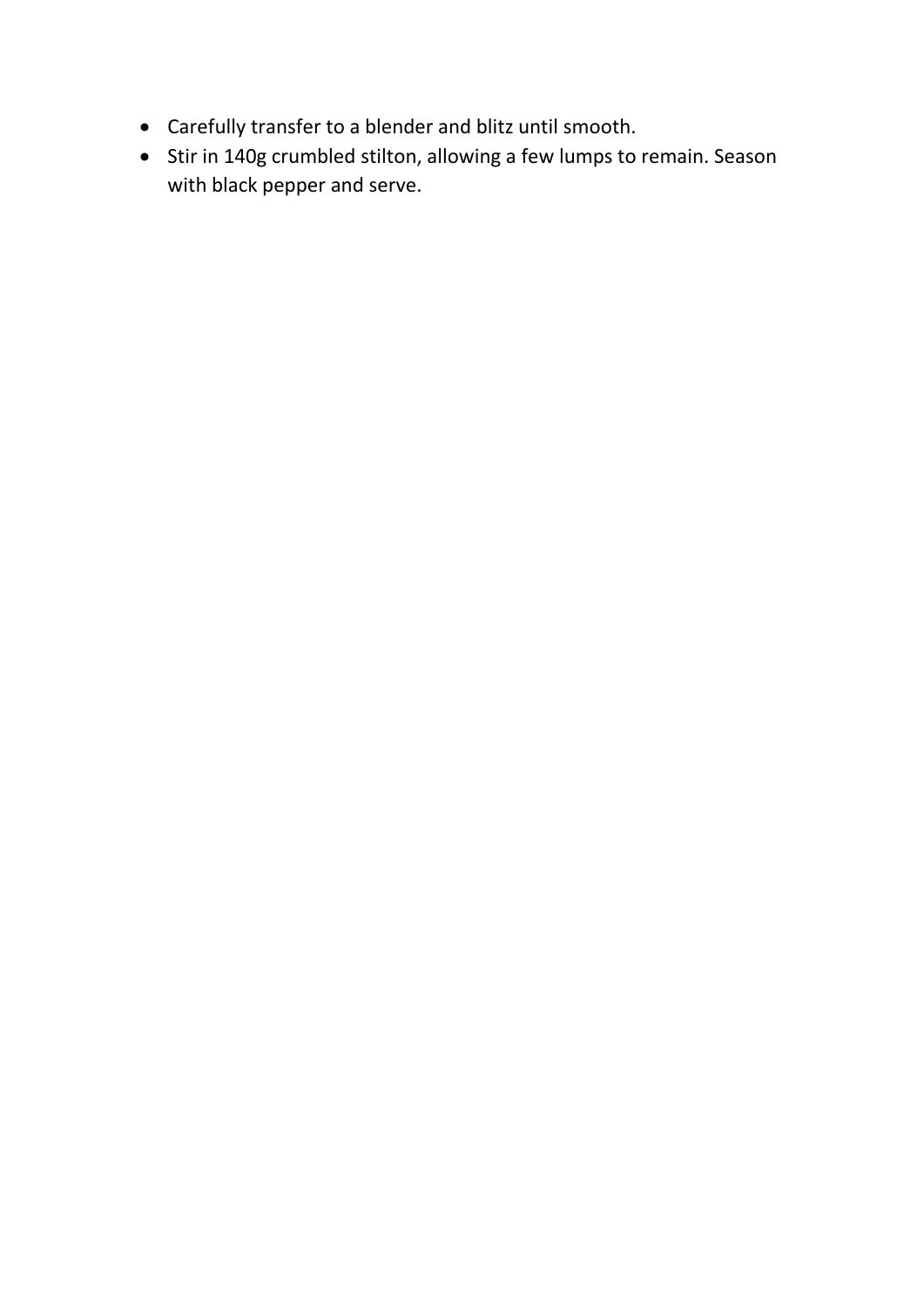- Carefully transfer to a blender and blitz until smooth.
- Stir in 140g crumbled stilton, allowing a few lumps to remain. Season with black pepper and serve.